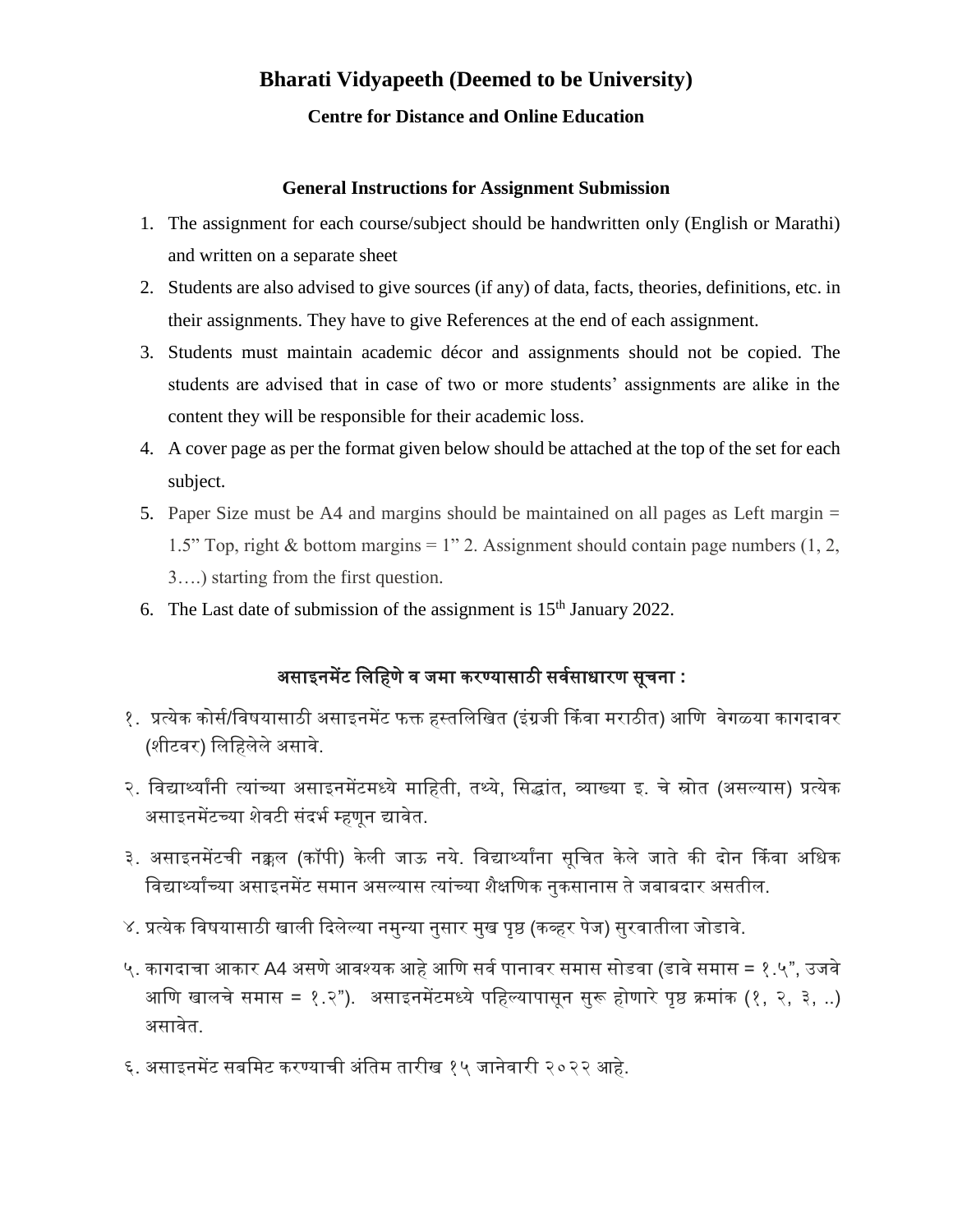# Bharati Vidyapeeth (Deemed to be University)

## Centre for Distance and Online Education

### General Instructions for Assignment Submission

1. The assignment for each course/subject should be handwritten only (English or Marathi) and written on a separate sheet
2. Students are also advised to give sources (if any) of data, facts, theories, definitions, etc. in their assignments. They have to give References at the end of each assignment.
3. Students must maintain academic décor and assignments should not be copied. The students are advised that in case of two or more students' assignments are alike in the content they will be responsible for their academic loss.
4. A cover page as per the format given below should be attached at the top of the set for each subject.
5. Paper Size must be A4 and margins should be maintained on all pages as Left margin = 1.5" Top, right & bottom margins = 1" 2. Assignment should contain page numbers (1, 2, 3….) starting from the first question.
6. The Last date of submission of the assignment is 15th January 2022.

### असाइनमेंट लिहिणे व जमा करण्यासाठी सर्वसाधारण सूचना :

१. प्रत्येक कोर्स/विषयासाठी असाइनमेंट फक्त हस्तलिखित (इंग्रजी किंवा मराठीत) आणि वेगळ्या कागदावर (शीटवर) लिहिलेले असावे.

२. विद्यार्थ्यांनी त्यांच्या असाइनमेंटमध्ये माहिती, तथ्ये, सिद्धांत, व्याख्या इ. चे स्रोत (असल्यास) प्रत्येक असाइनमेंटच्या शेवटी संदर्भ म्हणून द्यावेत.

३. असाइनमेंटची नक्कल (कॉपी) केली जाऊ नये. विद्यार्थ्यांना सूचित केले जाते की दोन किंवा अधिक विद्यार्थ्यांच्या असाइनमेंट समान असल्यास त्यांच्या शैक्षणिक नुकसानास ते जबाबदार असतील.

४. प्रत्येक विषयासाठी खाली दिलेल्या नमुन्या नुसार मुख पृष्ठ (कव्हर पेज) सुरवातीला जोडावे.

५. कागदाचा आकार A4 असणे आवश्यक आहे आणि सर्व पानावर समास सोडवा (डावे समास = १.५", उजवे आणि खालचे समास = १.२"). असाइनमेंटमध्ये पहिल्यापासून सुरू होणारे पृष्ठ क्रमांक (१, २, ३, ..) असावेत.

६. असाइनमेंट सबमिट करण्याची अंतिम तारीख १५ जानेवारी २०२२ आहे.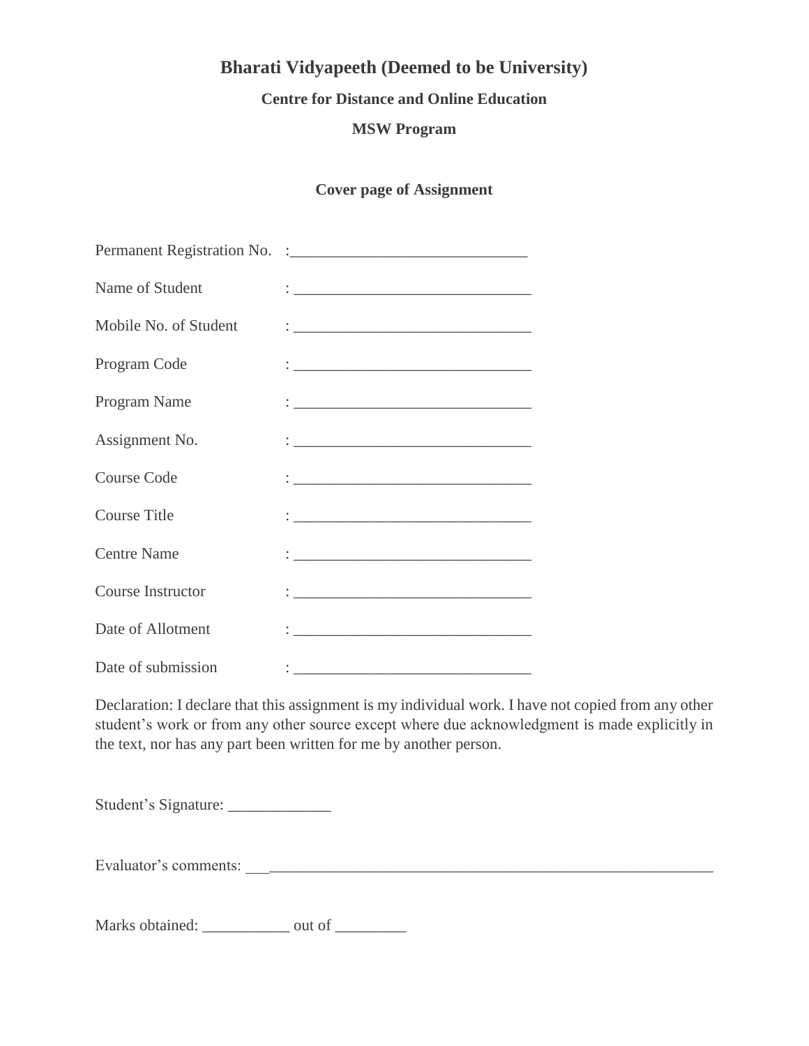# Bharati Vidyapeeth (Deemed to be University)

### Centre for Distance and Online Education

### MSW Program

### Cover page of Assignment

Permanent Registration No. :______________________________

Name of Student : ______________________________

Mobile No. of Student : ______________________________

Program Code : ______________________________

Program Name : ______________________________

Assignment No. : ______________________________

Course Code : ______________________________

Course Title : ______________________________

Centre Name : ______________________________

Course Instructor : ______________________________

Date of Allotment : ______________________________

Date of submission : ______________________________

Declaration: I declare that this assignment is my individual work. I have not copied from any other student's work or from any other source except where due acknowledgment is made explicitly in the text, nor has any part been written for me by another person.

Student's Signature: _____________

Evaluator's comments: ___________________________________________________________

Marks obtained: ___________ out of _________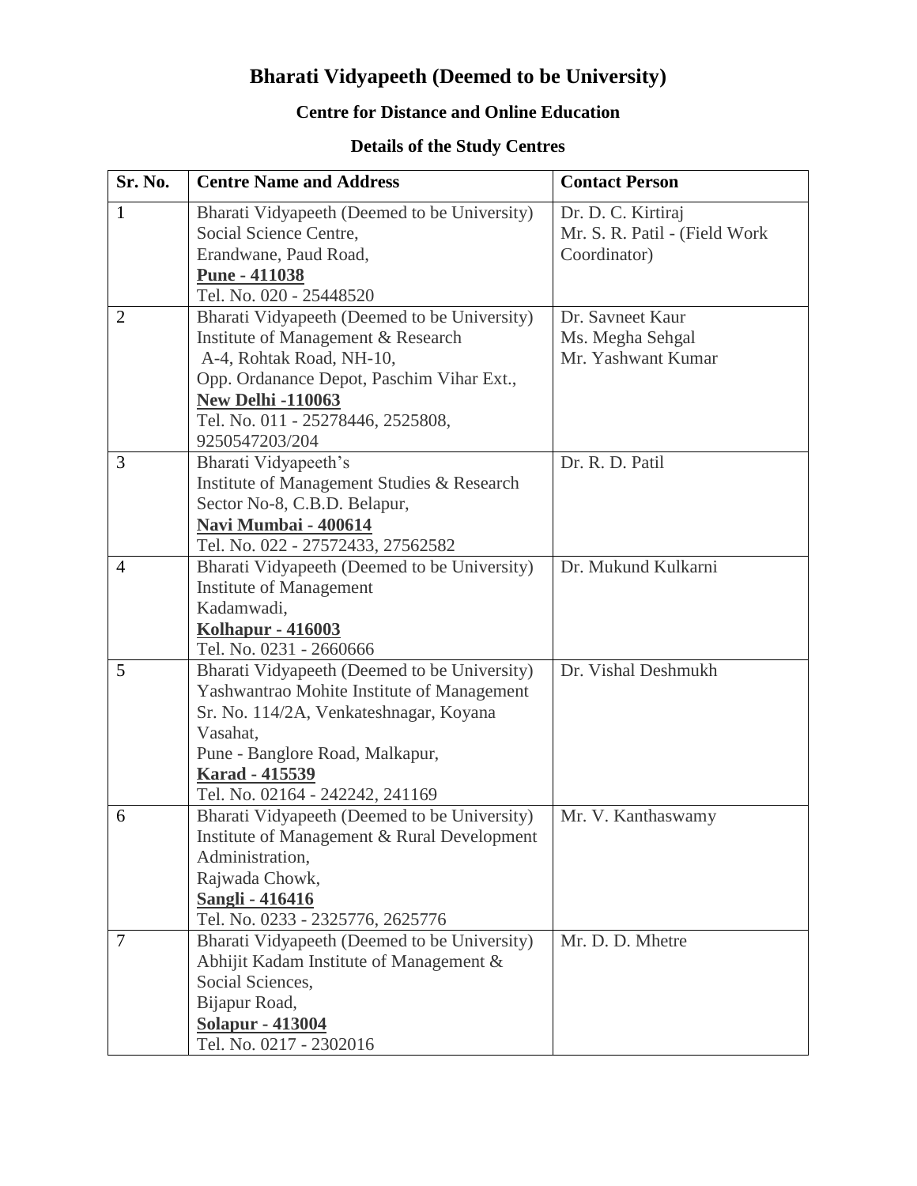# Bharati Vidyapeeth (Deemed to be University)

## Centre for Distance and Online Education

### Details of the Study Centres

| Sr. No. | Centre Name and Address | Contact Person |
|---|---|---|
| 1 | Bharati Vidyapeeth (Deemed to be University)<br>Social Science Centre,<br>Erandwane, Paud Road,<br>**Pune - 411038**<br>Tel. No. 020 - 25448520 | Dr. D. C. Kirtiraj<br>Mr. S. R. Patil - (Field Work Coordinator) |
| 2 | Bharati Vidyapeeth (Deemed to be University)<br>Institute of Management & Research<br>A-4, Rohtak Road, NH-10,<br>Opp. Ordanance Depot, Paschim Vihar Ext.,<br>**New Delhi -110063**<br>Tel. No. 011 - 25278446, 2525808, 9250547203/204 | Dr. Savneet Kaur<br>Ms. Megha Sehgal<br>Mr. Yashwant Kumar |
| 3 | Bharati Vidyapeeth's<br>Institute of Management Studies & Research<br>Sector No-8, C.B.D. Belapur,<br>**Navi Mumbai - 400614**<br>Tel. No. 022 - 27572433, 27562582 | Dr. R. D. Patil |
| 4 | Bharati Vidyapeeth (Deemed to be University)<br>Institute of Management<br>Kadamwadi,<br>**Kolhapur - 416003**<br>Tel. No. 0231 - 2660666 | Dr. Mukund Kulkarni |
| 5 | Bharati Vidyapeeth (Deemed to be University)<br>Yashwantrao Mohite Institute of Management<br>Sr. No. 114/2A, Venkateshnagar, Koyana Vasahat,<br>Pune - Banglore Road, Malkapur,<br>**Karad - 415539**<br>Tel. No. 02164 - 242242, 241169 | Dr. Vishal Deshmukh |
| 6 | Bharati Vidyapeeth (Deemed to be University)<br>Institute of Management & Rural Development Administration,<br>Rajwada Chowk,<br>**Sangli - 416416**<br>Tel. No. 0233 - 2325776, 2625776 | Mr. V. Kanthaswamy |
| 7 | Bharati Vidyapeeth (Deemed to be University)<br>Abhijit Kadam Institute of Management & Social Sciences,<br>Bijapur Road,<br>**Solapur - 413004**<br>Tel. No. 0217 - 2302016 | Mr. D. D. Mhetre |